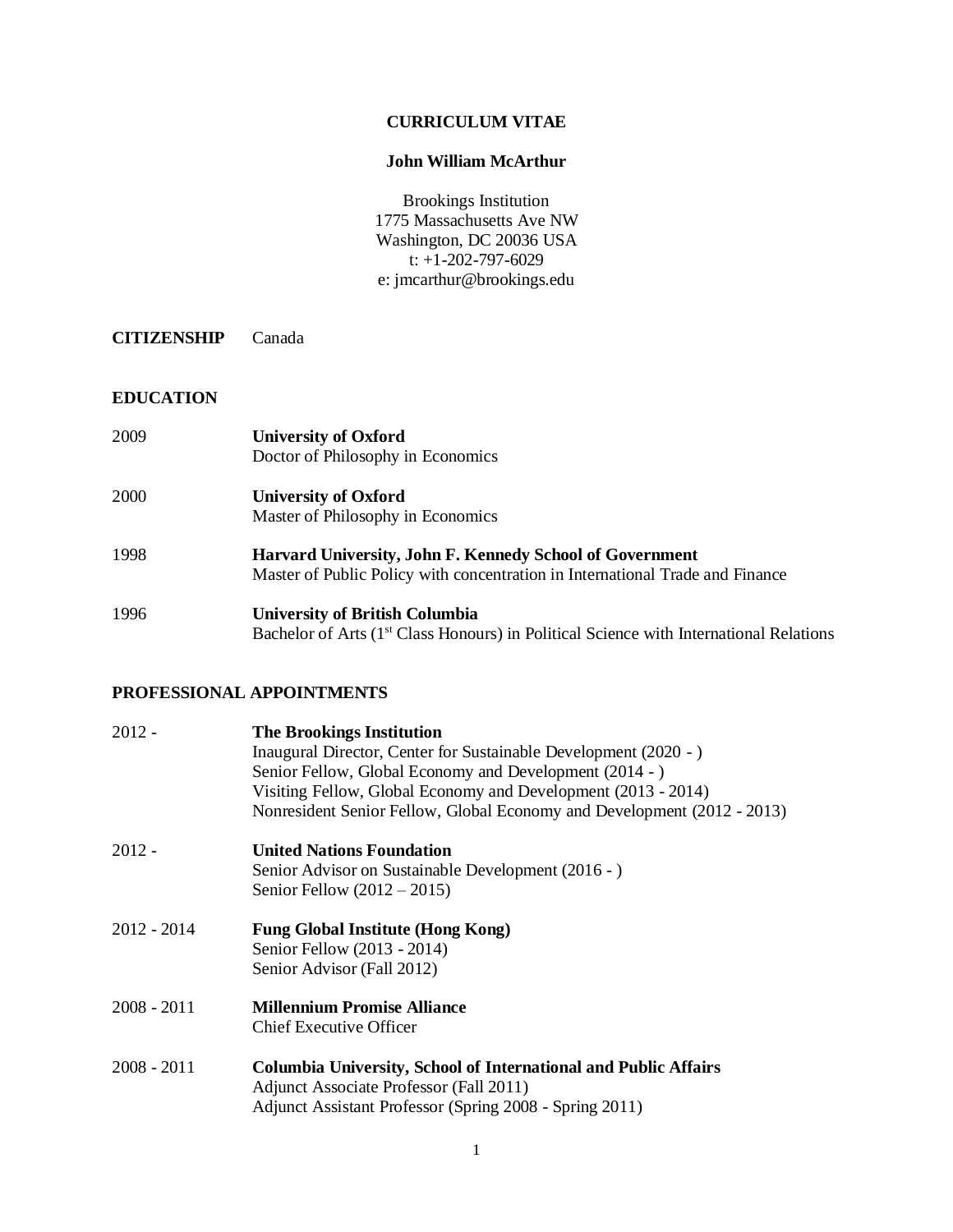# CURRICULUM VITAE

## John William McArthur

Brookings Institution
1775 Massachusetts Ave NW
Washington, DC 20036 USA
t: +1-202-797-6029
e: jmcarthur@brookings.edu

**CITIZENSHIP** Canada

## EDUCATION

2009 **University of Oxford**
Doctor of Philosophy in Economics

2000 **University of Oxford**
Master of Philosophy in Economics

1998 **Harvard University, John F. Kennedy School of Government**
Master of Public Policy with concentration in International Trade and Finance

1996 **University of British Columbia**
Bachelor of Arts (1st Class Honours) in Political Science with International Relations

## PROFESSIONAL APPOINTMENTS

2012 - **The Brookings Institution**
Inaugural Director, Center for Sustainable Development (2020 - )
Senior Fellow, Global Economy and Development (2014 - )
Visiting Fellow, Global Economy and Development (2013 - 2014)
Nonresident Senior Fellow, Global Economy and Development (2012 - 2013)

2012 - **United Nations Foundation**
Senior Advisor on Sustainable Development (2016 - )
Senior Fellow (2012 – 2015)

2012 - 2014 **Fung Global Institute (Hong Kong)**
Senior Fellow (2013 - 2014)
Senior Advisor (Fall 2012)

2008 - 2011 **Millennium Promise Alliance**
Chief Executive Officer

2008 - 2011 **Columbia University, School of International and Public Affairs**
Adjunct Associate Professor (Fall 2011)
Adjunct Assistant Professor (Spring 2008 - Spring 2011)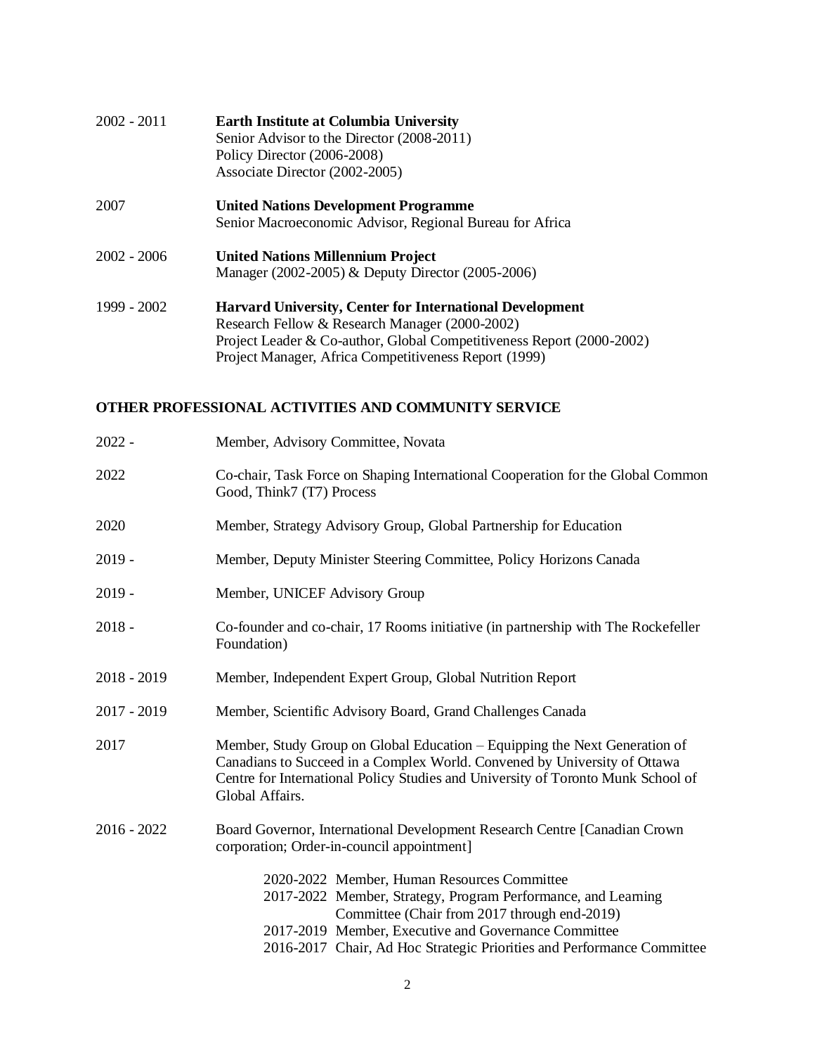2002 - 2011 **Earth Institute at Columbia University**
Senior Advisor to the Director (2008-2011)
Policy Director (2006-2008)
Associate Director (2002-2005)

2007 **United Nations Development Programme**
Senior Macroeconomic Advisor, Regional Bureau for Africa

2002 - 2006 **United Nations Millennium Project**
Manager (2002-2005) & Deputy Director (2005-2006)

1999 - 2002 **Harvard University, Center for International Development**
Research Fellow & Research Manager (2000-2002)
Project Leader & Co-author, Global Competitiveness Report (2000-2002)
Project Manager, Africa Competitiveness Report (1999)

## OTHER PROFESSIONAL ACTIVITIES AND COMMUNITY SERVICE

2022 - Member, Advisory Committee, Novata

2022 Co-chair, Task Force on Shaping International Cooperation for the Global Common Good, Think7 (T7) Process

2020 Member, Strategy Advisory Group, Global Partnership for Education

2019 - Member, Deputy Minister Steering Committee, Policy Horizons Canada

2019 - Member, UNICEF Advisory Group

2018 - Co-founder and co-chair, 17 Rooms initiative (in partnership with The Rockefeller Foundation)

2018 - 2019 Member, Independent Expert Group, Global Nutrition Report

2017 - 2019 Member, Scientific Advisory Board, Grand Challenges Canada

2017 Member, Study Group on Global Education – Equipping the Next Generation of Canadians to Succeed in a Complex World. Convened by University of Ottawa Centre for International Policy Studies and University of Toronto Munk School of Global Affairs.

2016 - 2022 Board Governor, International Development Research Centre [Canadian Crown corporation; Order-in-council appointment]

- 2020-2022 Member, Human Resources Committee
- 2017-2022 Member, Strategy, Program Performance, and Learning Committee (Chair from 2017 through end-2019)
- 2017-2019 Member, Executive and Governance Committee
- 2016-2017 Chair, Ad Hoc Strategic Priorities and Performance Committee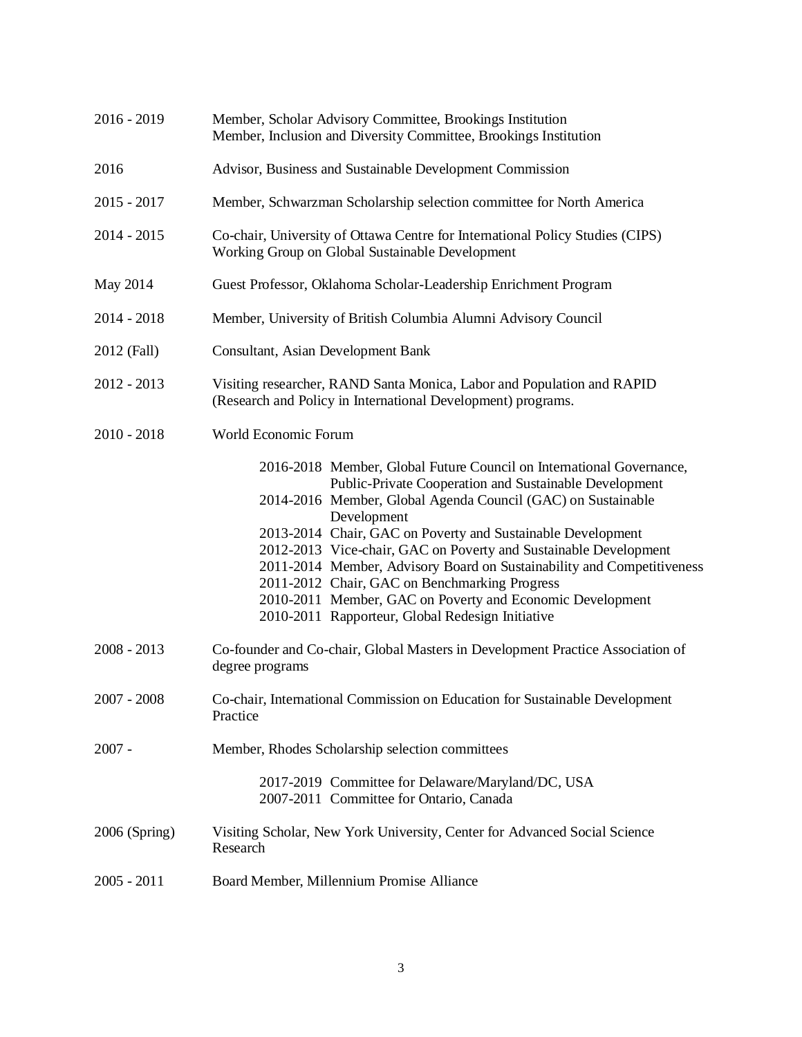2016 - 2019 Member, Scholar Advisory Committee, Brookings Institution
Member, Inclusion and Diversity Committee, Brookings Institution

2016 Advisor, Business and Sustainable Development Commission

2015 - 2017 Member, Schwarzman Scholarship selection committee for North America

2014 - 2015 Co-chair, University of Ottawa Centre for International Policy Studies (CIPS) Working Group on Global Sustainable Development

May 2014 Guest Professor, Oklahoma Scholar-Leadership Enrichment Program

2014 - 2018 Member, University of British Columbia Alumni Advisory Council

2012 (Fall) Consultant, Asian Development Bank

2012 - 2013 Visiting researcher, RAND Santa Monica, Labor and Population and RAPID (Research and Policy in International Development) programs.

2010 - 2018 World Economic Forum

- 2016-2018 Member, Global Future Council on International Governance, Public-Private Cooperation and Sustainable Development
- 2014-2016 Member, Global Agenda Council (GAC) on Sustainable Development
- 2013-2014 Chair, GAC on Poverty and Sustainable Development
- 2012-2013 Vice-chair, GAC on Poverty and Sustainable Development
- 2011-2014 Member, Advisory Board on Sustainability and Competitiveness
- 2011-2012 Chair, GAC on Benchmarking Progress
- 2010-2011 Member, GAC on Poverty and Economic Development
- 2010-2011 Rapporteur, Global Redesign Initiative

2008 - 2013 Co-founder and Co-chair, Global Masters in Development Practice Association of degree programs

2007 - 2008 Co-chair, International Commission on Education for Sustainable Development Practice

2007 - Member, Rhodes Scholarship selection committees

- 2017-2019 Committee for Delaware/Maryland/DC, USA
- 2007-2011 Committee for Ontario, Canada

2006 (Spring) Visiting Scholar, New York University, Center for Advanced Social Science Research

2005 - 2011 Board Member, Millennium Promise Alliance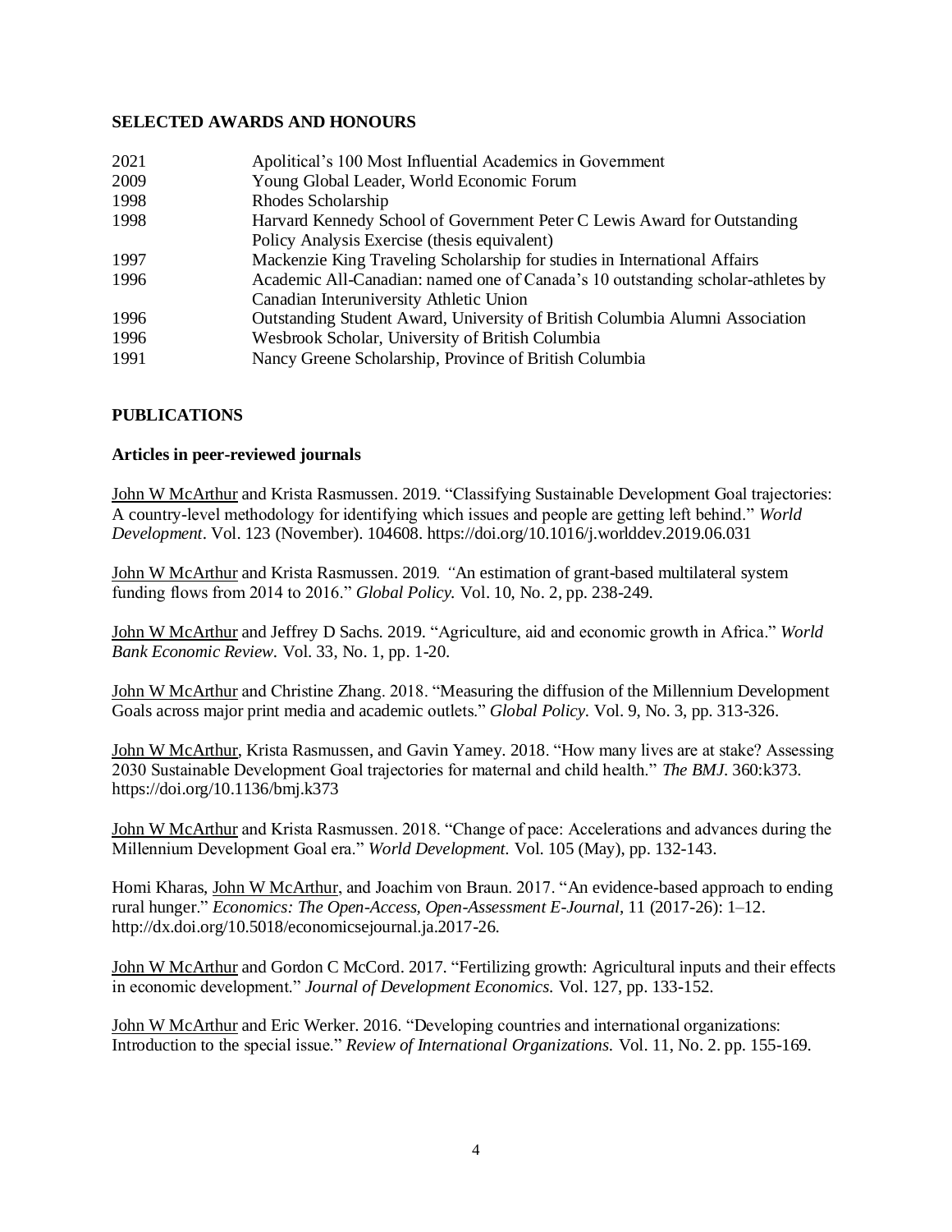## SELECTED AWARDS AND HONOURS

| | |
|---|---|
| 2021 | Apolitical's 100 Most Influential Academics in Government |
| 2009 | Young Global Leader, World Economic Forum |
| 1998 | Rhodes Scholarship |
| 1998 | Harvard Kennedy School of Government Peter C Lewis Award for Outstanding Policy Analysis Exercise (thesis equivalent) |
| 1997 | Mackenzie King Traveling Scholarship for studies in International Affairs |
| 1996 | Academic All-Canadian: named one of Canada's 10 outstanding scholar-athletes by Canadian Interuniversity Athletic Union |
| 1996 | Outstanding Student Award, University of British Columbia Alumni Association |
| 1996 | Wesbrook Scholar, University of British Columbia |
| 1991 | Nancy Greene Scholarship, Province of British Columbia |

## PUBLICATIONS

### Articles in peer-reviewed journals

John W McArthur and Krista Rasmussen. 2019. "Classifying Sustainable Development Goal trajectories: A country-level methodology for identifying which issues and people are getting left behind." *World Development*. Vol. 123 (November). 104608. https://doi.org/10.1016/j.worlddev.2019.06.031

John W McArthur and Krista Rasmussen. 2019. "An estimation of grant-based multilateral system funding flows from 2014 to 2016." *Global Policy.* Vol. 10, No. 2, pp. 238-249.

John W McArthur and Jeffrey D Sachs. 2019. "Agriculture, aid and economic growth in Africa." *World Bank Economic Review.* Vol. 33, No. 1, pp. 1-20.

John W McArthur and Christine Zhang. 2018. "Measuring the diffusion of the Millennium Development Goals across major print media and academic outlets." *Global Policy.* Vol. 9, No. 3, pp. 313-326.

John W McArthur, Krista Rasmussen, and Gavin Yamey. 2018. "How many lives are at stake? Assessing 2030 Sustainable Development Goal trajectories for maternal and child health." *The BMJ*. 360:k373. https://doi.org/10.1136/bmj.k373

John W McArthur and Krista Rasmussen. 2018. "Change of pace: Accelerations and advances during the Millennium Development Goal era." *World Development.* Vol. 105 (May), pp. 132-143.

Homi Kharas, John W McArthur, and Joachim von Braun. 2017. "An evidence-based approach to ending rural hunger." *Economics: The Open-Access, Open-Assessment E-Journal*, 11 (2017-26): 1–12. http://dx.doi.org/10.5018/economicsejournal.ja.2017-26.

John W McArthur and Gordon C McCord. 2017. "Fertilizing growth: Agricultural inputs and their effects in economic development." *Journal of Development Economics.* Vol. 127, pp. 133-152.

John W McArthur and Eric Werker. 2016. "Developing countries and international organizations: Introduction to the special issue." *Review of International Organizations.* Vol. 11, No. 2. pp. 155-169.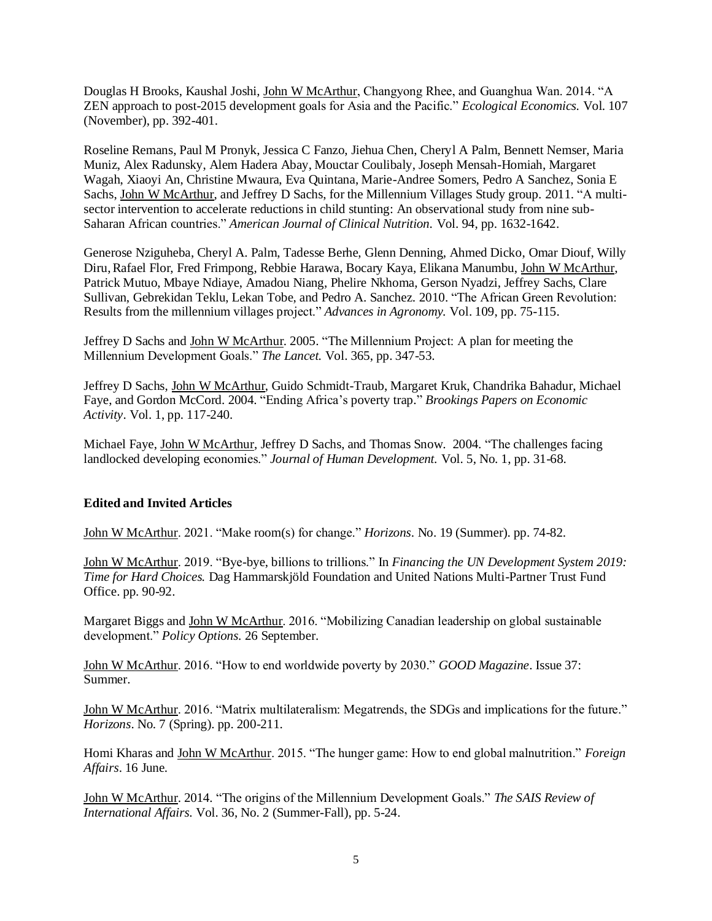Douglas H Brooks, Kaushal Joshi, John W McArthur, Changyong Rhee, and Guanghua Wan. 2014. "A ZEN approach to post-2015 development goals for Asia and the Pacific." *Ecological Economics.* Vol. 107 (November), pp. 392-401.

Roseline Remans, Paul M Pronyk, Jessica C Fanzo, Jiehua Chen, Cheryl A Palm, Bennett Nemser, Maria Muniz, Alex Radunsky, Alem Hadera Abay, Mouctar Coulibaly, Joseph Mensah-Homiah, Margaret Wagah, Xiaoyi An, Christine Mwaura, Eva Quintana, Marie-Andree Somers, Pedro A Sanchez, Sonia E Sachs, John W McArthur, and Jeffrey D Sachs, for the Millennium Villages Study group. 2011. "A multi-sector intervention to accelerate reductions in child stunting: An observational study from nine sub-Saharan African countries." *American Journal of Clinical Nutrition.* Vol. 94, pp. 1632-1642.

Generose Nziguheba, Cheryl A. Palm, Tadesse Berhe, Glenn Denning, Ahmed Dicko, Omar Diouf, Willy Diru, Rafael Flor, Fred Frimpong, Rebbie Harawa, Bocary Kaya, Elikana Manumbu, John W McArthur, Patrick Mutuo, Mbaye Ndiaye, Amadou Niang, Phelire Nkhoma, Gerson Nyadzi, Jeffrey Sachs, Clare Sullivan, Gebrekidan Teklu, Lekan Tobe, and Pedro A. Sanchez. 2010. "The African Green Revolution: Results from the millennium villages project." *Advances in Agronomy.* Vol. 109, pp. 75-115.

Jeffrey D Sachs and John W McArthur. 2005. "The Millennium Project: A plan for meeting the Millennium Development Goals." *The Lancet.* Vol. 365, pp. 347-53.

Jeffrey D Sachs, John W McArthur, Guido Schmidt-Traub, Margaret Kruk, Chandrika Bahadur, Michael Faye, and Gordon McCord. 2004. "Ending Africa's poverty trap." *Brookings Papers on Economic Activity*. Vol. 1, pp. 117-240.

Michael Faye, John W McArthur, Jeffrey D Sachs, and Thomas Snow. 2004. "The challenges facing landlocked developing economies." *Journal of Human Development.* Vol. 5, No. 1, pp. 31-68.

### Edited and Invited Articles

John W McArthur. 2021. "Make room(s) for change." *Horizons.* No. 19 (Summer). pp. 74-82.

John W McArthur. 2019. "Bye-bye, billions to trillions." In *Financing the UN Development System 2019: Time for Hard Choices.* Dag Hammarskjöld Foundation and United Nations Multi-Partner Trust Fund Office. pp. 90-92.

Margaret Biggs and John W McArthur. 2016. "Mobilizing Canadian leadership on global sustainable development." *Policy Options.* 26 September.

John W McArthur. 2016. "How to end worldwide poverty by 2030." *GOOD Magazine*. Issue 37: Summer.

John W McArthur. 2016. "Matrix multilateralism: Megatrends, the SDGs and implications for the future." *Horizons*. No. 7 (Spring). pp. 200-211.

Homi Kharas and John W McArthur. 2015. "The hunger game: How to end global malnutrition." *Foreign Affairs*. 16 June.

John W McArthur. 2014. "The origins of the Millennium Development Goals." *The SAIS Review of International Affairs.* Vol. 36, No. 2 (Summer-Fall), pp. 5-24.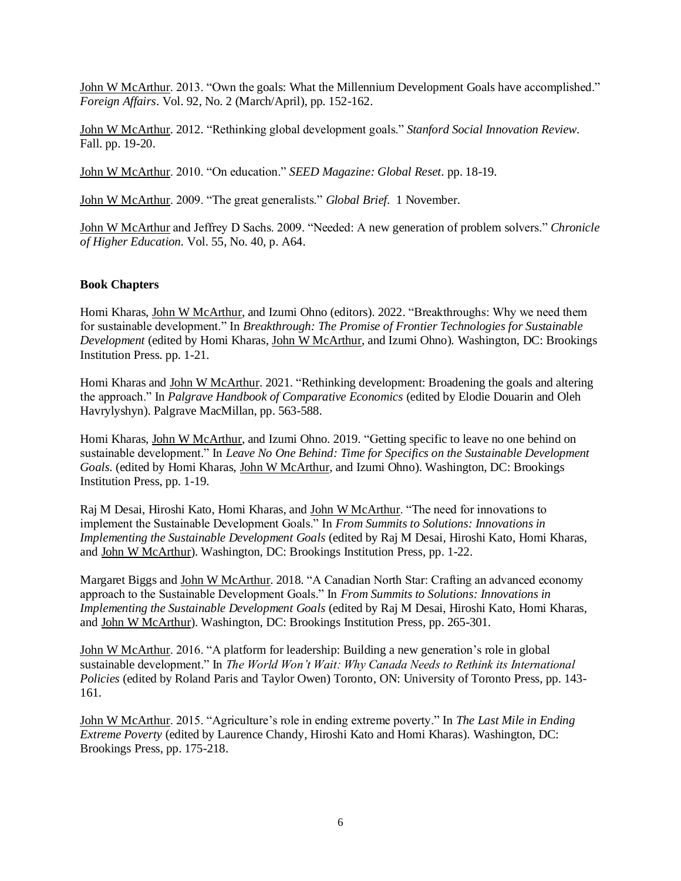John W McArthur. 2013. “Own the goals: What the Millennium Development Goals have accomplished.” *Foreign Affairs*. Vol. 92, No. 2 (March/April), pp. 152-162.

John W McArthur. 2012. “Rethinking global development goals.” *Stanford Social Innovation Review*. Fall. pp. 19-20.

John W McArthur. 2010. “On education.” *SEED Magazine: Global Reset*. pp. 18-19.

John W McArthur. 2009. “The great generalists.” *Global Brief*. 1 November.

John W McArthur and Jeffrey D Sachs. 2009. “Needed: A new generation of problem solvers.” *Chronicle of Higher Education.* Vol. 55, No. 40, p. A64.

**Book Chapters**

Homi Kharas, John W McArthur, and Izumi Ohno (editors). 2022. “Breakthroughs: Why we need them for sustainable development.” In *Breakthrough: The Promise of Frontier Technologies for Sustainable Development* (edited by Homi Kharas, John W McArthur, and Izumi Ohno). Washington, DC: Brookings Institution Press. pp. 1-21.

Homi Kharas and John W McArthur. 2021. “Rethinking development: Broadening the goals and altering the approach.” In *Palgrave Handbook of Comparative Economics* (edited by Elodie Douarin and Oleh Havrylyshyn). Palgrave MacMillan, pp. 563-588.

Homi Kharas, John W McArthur, and Izumi Ohno. 2019. “Getting specific to leave no one behind on sustainable development.” In *Leave No One Behind: Time for Specifics on the Sustainable Development Goals.* (edited by Homi Kharas, John W McArthur, and Izumi Ohno). Washington, DC: Brookings Institution Press, pp. 1-19.

Raj M Desai, Hiroshi Kato, Homi Kharas, and John W McArthur. “The need for innovations to implement the Sustainable Development Goals.” In *From Summits to Solutions: Innovations in Implementing the Sustainable Development Goals* (edited by Raj M Desai, Hiroshi Kato, Homi Kharas, and John W McArthur). Washington, DC: Brookings Institution Press, pp. 1-22.

Margaret Biggs and John W McArthur. 2018. “A Canadian North Star: Crafting an advanced economy approach to the Sustainable Development Goals.” In *From Summits to Solutions: Innovations in Implementing the Sustainable Development Goals* (edited by Raj M Desai, Hiroshi Kato, Homi Kharas, and John W McArthur). Washington, DC: Brookings Institution Press, pp. 265-301.

John W McArthur. 2016. “A platform for leadership: Building a new generation’s role in global sustainable development.” In *The World Won’t Wait: Why Canada Needs to Rethink its International Policies* (edited by Roland Paris and Taylor Owen) Toronto, ON: University of Toronto Press, pp. 143-161.

John W McArthur. 2015. “Agriculture’s role in ending extreme poverty.” In *The Last Mile in Ending Extreme Poverty* (edited by Laurence Chandy, Hiroshi Kato and Homi Kharas). Washington, DC: Brookings Press, pp. 175-218.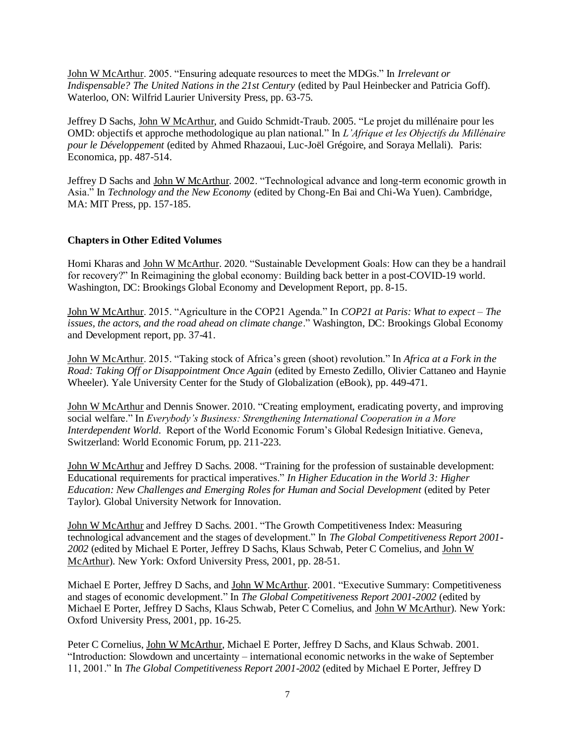John W McArthur. 2005. "Ensuring adequate resources to meet the MDGs." In *Irrelevant or Indispensable? The United Nations in the 21st Century* (edited by Paul Heinbecker and Patricia Goff). Waterloo, ON: Wilfrid Laurier University Press, pp. 63-75.

Jeffrey D Sachs, John W McArthur, and Guido Schmidt-Traub. 2005. "Le projet du millénaire pour les OMD: objectifs et approche methodologique au plan national." In *L'Afrique et les Objectifs du Millénaire pour le Développement* (edited by Ahmed Rhazaoui, Luc-Joël Grégoire, and Soraya Mellali). Paris: Economica, pp. 487-514.

Jeffrey D Sachs and John W McArthur. 2002. "Technological advance and long-term economic growth in Asia." In *Technology and the New Economy* (edited by Chong-En Bai and Chi-Wa Yuen). Cambridge, MA: MIT Press, pp. 157-185.

**Chapters in Other Edited Volumes**

Homi Kharas and John W McArthur. 2020. "Sustainable Development Goals: How can they be a handrail for recovery?" In Reimagining the global economy: Building back better in a post-COVID-19 world. Washington, DC: Brookings Global Economy and Development Report, pp. 8-15.

John W McArthur. 2015. "Agriculture in the COP21 Agenda." In *COP21 at Paris: What to expect – The issues, the actors, and the road ahead on climate change*." Washington, DC: Brookings Global Economy and Development report, pp. 37-41.

John W McArthur. 2015. "Taking stock of Africa's green (shoot) revolution." In *Africa at a Fork in the Road: Taking Off or Disappointment Once Again* (edited by Ernesto Zedillo, Olivier Cattaneo and Haynie Wheeler). Yale University Center for the Study of Globalization (eBook), pp. 449-471.

John W McArthur and Dennis Snower. 2010. "Creating employment, eradicating poverty, and improving social welfare." In *Everybody's Business: Strengthening International Cooperation in a More Interdependent World*. Report of the World Economic Forum's Global Redesign Initiative. Geneva, Switzerland: World Economic Forum, pp. 211-223.

John W McArthur and Jeffrey D Sachs. 2008. "Training for the profession of sustainable development: Educational requirements for practical imperatives." *In Higher Education in the World 3: Higher Education: New Challenges and Emerging Roles for Human and Social Development* (edited by Peter Taylor). Global University Network for Innovation.

John W McArthur and Jeffrey D Sachs. 2001. "The Growth Competitiveness Index: Measuring technological advancement and the stages of development." In *The Global Competitiveness Report 2001-2002* (edited by Michael E Porter, Jeffrey D Sachs, Klaus Schwab, Peter C Cornelius, and John W McArthur). New York: Oxford University Press, 2001, pp. 28-51.

Michael E Porter, Jeffrey D Sachs, and John W McArthur. 2001. "Executive Summary: Competitiveness and stages of economic development." In *The Global Competitiveness Report 2001-2002* (edited by Michael E Porter, Jeffrey D Sachs, Klaus Schwab, Peter C Cornelius, and John W McArthur). New York: Oxford University Press, 2001, pp. 16-25.

Peter C Cornelius, John W McArthur, Michael E Porter, Jeffrey D Sachs, and Klaus Schwab. 2001. "Introduction: Slowdown and uncertainty – international economic networks in the wake of September 11, 2001." In *The Global Competitiveness Report 2001-2002* (edited by Michael E Porter, Jeffrey D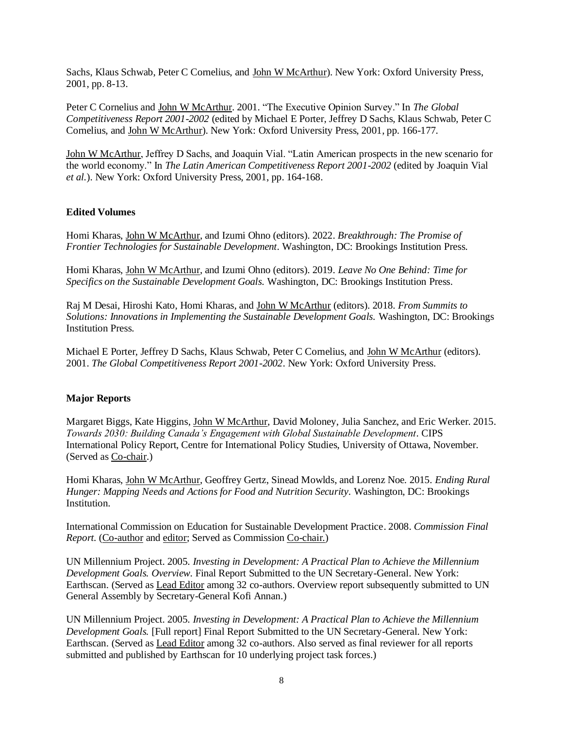Sachs, Klaus Schwab, Peter C Cornelius, and John W McArthur). New York: Oxford University Press, 2001, pp. 8-13.

Peter C Cornelius and John W McArthur. 2001. "The Executive Opinion Survey." In *The Global Competitiveness Report 2001-2002* (edited by Michael E Porter, Jeffrey D Sachs, Klaus Schwab, Peter C Cornelius, and John W McArthur). New York: Oxford University Press, 2001, pp. 166-177.

John W McArthur, Jeffrey D Sachs, and Joaquin Vial. "Latin American prospects in the new scenario for the world economy." In *The Latin American Competitiveness Report 2001-2002* (edited by Joaquin Vial *et al.*). New York: Oxford University Press, 2001, pp. 164-168.

**Edited Volumes**

Homi Kharas, John W McArthur, and Izumi Ohno (editors). 2022. *Breakthrough: The Promise of Frontier Technologies for Sustainable Development*. Washington, DC: Brookings Institution Press.

Homi Kharas, John W McArthur, and Izumi Ohno (editors). 2019. *Leave No One Behind: Time for Specifics on the Sustainable Development Goals.* Washington, DC: Brookings Institution Press.

Raj M Desai, Hiroshi Kato, Homi Kharas, and John W McArthur (editors). 2018. *From Summits to Solutions: Innovations in Implementing the Sustainable Development Goals.* Washington, DC: Brookings Institution Press.

Michael E Porter, Jeffrey D Sachs, Klaus Schwab, Peter C Cornelius, and John W McArthur (editors). 2001. *The Global Competitiveness Report 2001-2002*. New York: Oxford University Press.

**Major Reports**

Margaret Biggs, Kate Higgins, John W McArthur, David Moloney, Julia Sanchez, and Eric Werker. 2015. *Towards 2030: Building Canada's Engagement with Global Sustainable Development*. CIPS International Policy Report, Centre for International Policy Studies, University of Ottawa, November. (Served as Co-chair.)

Homi Kharas, John W McArthur, Geoffrey Gertz, Sinead Mowlds, and Lorenz Noe. 2015. *Ending Rural Hunger: Mapping Needs and Actions for Food and Nutrition Security.* Washington, DC: Brookings Institution.

International Commission on Education for Sustainable Development Practice. 2008. *Commission Final Report.* (Co-author and editor; Served as Commission Co-chair.)

UN Millennium Project. 2005. *Investing in Development: A Practical Plan to Achieve the Millennium Development Goals. Overview.* Final Report Submitted to the UN Secretary-General. New York: Earthscan. (Served as Lead Editor among 32 co-authors. Overview report subsequently submitted to UN General Assembly by Secretary-General Kofi Annan.)

UN Millennium Project. 2005. *Investing in Development: A Practical Plan to Achieve the Millennium Development Goals.* [Full report] Final Report Submitted to the UN Secretary-General. New York: Earthscan. (Served as Lead Editor among 32 co-authors. Also served as final reviewer for all reports submitted and published by Earthscan for 10 underlying project task forces.)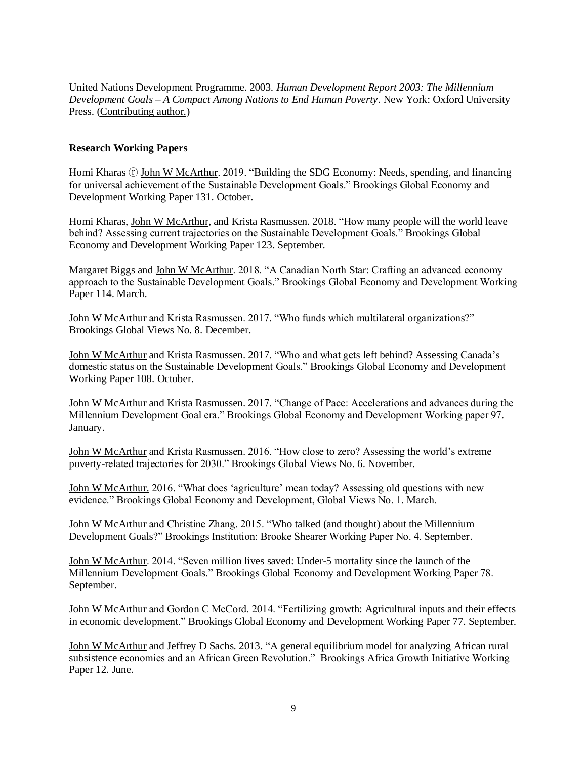United Nations Development Programme. 2003. *Human Development Report 2003: The Millennium Development Goals – A Compact Among Nations to End Human Poverty*. New York: Oxford University Press. (Contributing author.)

**Research Working Papers**

Homi Kharas ⓡ John W McArthur. 2019. "Building the SDG Economy: Needs, spending, and financing for universal achievement of the Sustainable Development Goals." Brookings Global Economy and Development Working Paper 131. October.

Homi Kharas, John W McArthur, and Krista Rasmussen. 2018. "How many people will the world leave behind? Assessing current trajectories on the Sustainable Development Goals." Brookings Global Economy and Development Working Paper 123. September.

Margaret Biggs and John W McArthur. 2018. "A Canadian North Star: Crafting an advanced economy approach to the Sustainable Development Goals." Brookings Global Economy and Development Working Paper 114. March.

John W McArthur and Krista Rasmussen. 2017. "Who funds which multilateral organizations?" Brookings Global Views No. 8. December.

John W McArthur and Krista Rasmussen. 2017. "Who and what gets left behind? Assessing Canada's domestic status on the Sustainable Development Goals." Brookings Global Economy and Development Working Paper 108. October.

John W McArthur and Krista Rasmussen. 2017. "Change of Pace: Accelerations and advances during the Millennium Development Goal era." Brookings Global Economy and Development Working paper 97. January.

John W McArthur and Krista Rasmussen. 2016. "How close to zero? Assessing the world's extreme poverty-related trajectories for 2030." Brookings Global Views No. 6. November.

John W McArthur. 2016. "What does 'agriculture' mean today? Assessing old questions with new evidence." Brookings Global Economy and Development, Global Views No. 1. March.

John W McArthur and Christine Zhang. 2015. "Who talked (and thought) about the Millennium Development Goals?" Brookings Institution: Brooke Shearer Working Paper No. 4. September.

John W McArthur. 2014. "Seven million lives saved: Under-5 mortality since the launch of the Millennium Development Goals." Brookings Global Economy and Development Working Paper 78. September.

John W McArthur and Gordon C McCord. 2014. "Fertilizing growth: Agricultural inputs and their effects in economic development." Brookings Global Economy and Development Working Paper 77. September.

John W McArthur and Jeffrey D Sachs. 2013. "A general equilibrium model for analyzing African rural subsistence economies and an African Green Revolution." Brookings Africa Growth Initiative Working Paper 12. June.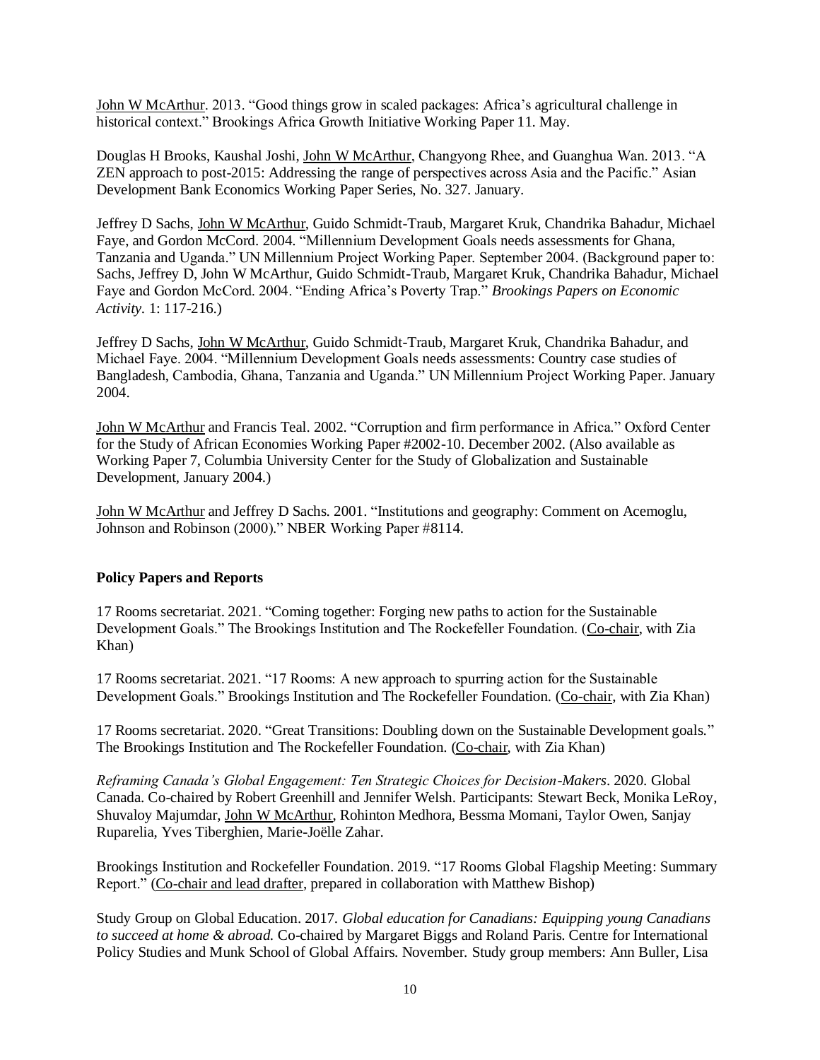John W McArthur. 2013. "Good things grow in scaled packages: Africa's agricultural challenge in historical context." Brookings Africa Growth Initiative Working Paper 11. May.

Douglas H Brooks, Kaushal Joshi, John W McArthur, Changyong Rhee, and Guanghua Wan. 2013. "A ZEN approach to post-2015: Addressing the range of perspectives across Asia and the Pacific." Asian Development Bank Economics Working Paper Series, No. 327. January.

Jeffrey D Sachs, John W McArthur, Guido Schmidt-Traub, Margaret Kruk, Chandrika Bahadur, Michael Faye, and Gordon McCord. 2004. "Millennium Development Goals needs assessments for Ghana, Tanzania and Uganda." UN Millennium Project Working Paper. September 2004. (Background paper to: Sachs, Jeffrey D, John W McArthur, Guido Schmidt-Traub, Margaret Kruk, Chandrika Bahadur, Michael Faye and Gordon McCord. 2004. "Ending Africa's Poverty Trap." *Brookings Papers on Economic Activity*. 1: 117-216.)

Jeffrey D Sachs, John W McArthur, Guido Schmidt-Traub, Margaret Kruk, Chandrika Bahadur, and Michael Faye. 2004. "Millennium Development Goals needs assessments: Country case studies of Bangladesh, Cambodia, Ghana, Tanzania and Uganda." UN Millennium Project Working Paper. January 2004.

John W McArthur and Francis Teal. 2002. "Corruption and firm performance in Africa." Oxford Center for the Study of African Economies Working Paper #2002-10. December 2002. (Also available as Working Paper 7, Columbia University Center for the Study of Globalization and Sustainable Development, January 2004.)

John W McArthur and Jeffrey D Sachs. 2001. "Institutions and geography: Comment on Acemoglu, Johnson and Robinson (2000)." NBER Working Paper #8114.

**Policy Papers and Reports**

17 Rooms secretariat. 2021. "Coming together: Forging new paths to action for the Sustainable Development Goals." The Brookings Institution and The Rockefeller Foundation. (Co-chair, with Zia Khan)

17 Rooms secretariat. 2021. "17 Rooms: A new approach to spurring action for the Sustainable Development Goals." Brookings Institution and The Rockefeller Foundation. (Co-chair, with Zia Khan)

17 Rooms secretariat. 2020. "Great Transitions: Doubling down on the Sustainable Development goals." The Brookings Institution and The Rockefeller Foundation. (Co-chair, with Zia Khan)

*Reframing Canada's Global Engagement: Ten Strategic Choices for Decision-Makers*. 2020. Global Canada. Co-chaired by Robert Greenhill and Jennifer Welsh. Participants: Stewart Beck, Monika LeRoy, Shuvaloy Majumdar, John W McArthur, Rohinton Medhora, Bessma Momani, Taylor Owen, Sanjay Ruparelia, Yves Tiberghien, Marie-Joëlle Zahar.

Brookings Institution and Rockefeller Foundation. 2019. "17 Rooms Global Flagship Meeting: Summary Report." (Co-chair and lead drafter, prepared in collaboration with Matthew Bishop)

Study Group on Global Education. 2017. *Global education for Canadians: Equipping young Canadians to succeed at home & abroad.* Co-chaired by Margaret Biggs and Roland Paris. Centre for International Policy Studies and Munk School of Global Affairs. November. Study group members: Ann Buller, Lisa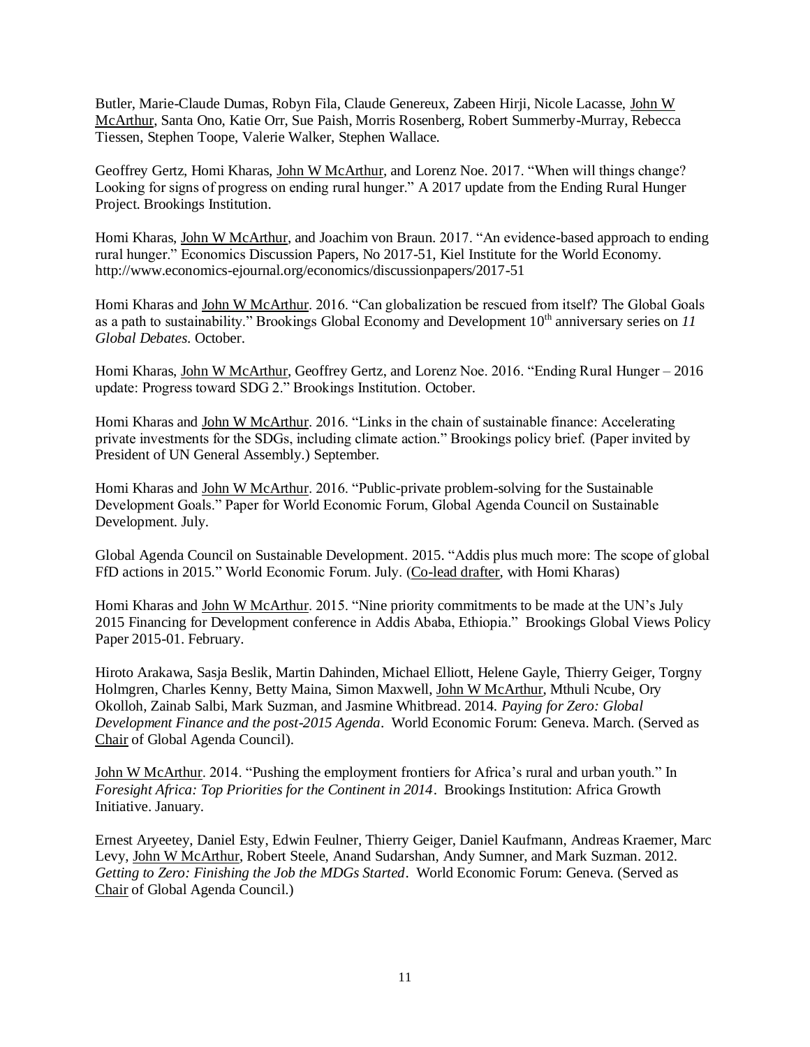Butler, Marie-Claude Dumas, Robyn Fila, Claude Genereux, Zabeen Hirji, Nicole Lacasse, John W McArthur, Santa Ono, Katie Orr, Sue Paish, Morris Rosenberg, Robert Summerby-Murray, Rebecca Tiessen, Stephen Toope, Valerie Walker, Stephen Wallace.

Geoffrey Gertz, Homi Kharas, John W McArthur, and Lorenz Noe. 2017. "When will things change? Looking for signs of progress on ending rural hunger." A 2017 update from the Ending Rural Hunger Project. Brookings Institution.

Homi Kharas, John W McArthur, and Joachim von Braun. 2017. "An evidence-based approach to ending rural hunger." Economics Discussion Papers, No 2017-51, Kiel Institute for the World Economy. http://www.economics-ejournal.org/economics/discussionpapers/2017-51

Homi Kharas and John W McArthur. 2016. "Can globalization be rescued from itself? The Global Goals as a path to sustainability." Brookings Global Economy and Development 10th anniversary series on *11 Global Debates.* October.

Homi Kharas, John W McArthur, Geoffrey Gertz, and Lorenz Noe. 2016. "Ending Rural Hunger – 2016 update: Progress toward SDG 2." Brookings Institution. October.

Homi Kharas and John W McArthur. 2016. "Links in the chain of sustainable finance: Accelerating private investments for the SDGs, including climate action." Brookings policy brief. (Paper invited by President of UN General Assembly.) September.

Homi Kharas and John W McArthur. 2016. "Public-private problem-solving for the Sustainable Development Goals." Paper for World Economic Forum, Global Agenda Council on Sustainable Development. July.

Global Agenda Council on Sustainable Development. 2015. "Addis plus much more: The scope of global FfD actions in 2015." World Economic Forum. July. (Co-lead drafter, with Homi Kharas)

Homi Kharas and John W McArthur. 2015. "Nine priority commitments to be made at the UN's July 2015 Financing for Development conference in Addis Ababa, Ethiopia." Brookings Global Views Policy Paper 2015-01. February.

Hiroto Arakawa, Sasja Beslik, Martin Dahinden, Michael Elliott, Helene Gayle, Thierry Geiger, Torgny Holmgren, Charles Kenny, Betty Maina, Simon Maxwell, John W McArthur, Mthuli Ncube, Ory Okolloh, Zainab Salbi, Mark Suzman, and Jasmine Whitbread. 2014. *Paying for Zero: Global Development Finance and the post-2015 Agenda*. World Economic Forum: Geneva. March. (Served as Chair of Global Agenda Council).

John W McArthur. 2014. "Pushing the employment frontiers for Africa's rural and urban youth." In *Foresight Africa: Top Priorities for the Continent in 2014*. Brookings Institution: Africa Growth Initiative. January.

Ernest Aryeetey, Daniel Esty, Edwin Feulner, Thierry Geiger, Daniel Kaufmann, Andreas Kraemer, Marc Levy, John W McArthur, Robert Steele, Anand Sudarshan, Andy Sumner, and Mark Suzman. 2012. *Getting to Zero: Finishing the Job the MDGs Started*. World Economic Forum: Geneva. (Served as Chair of Global Agenda Council.)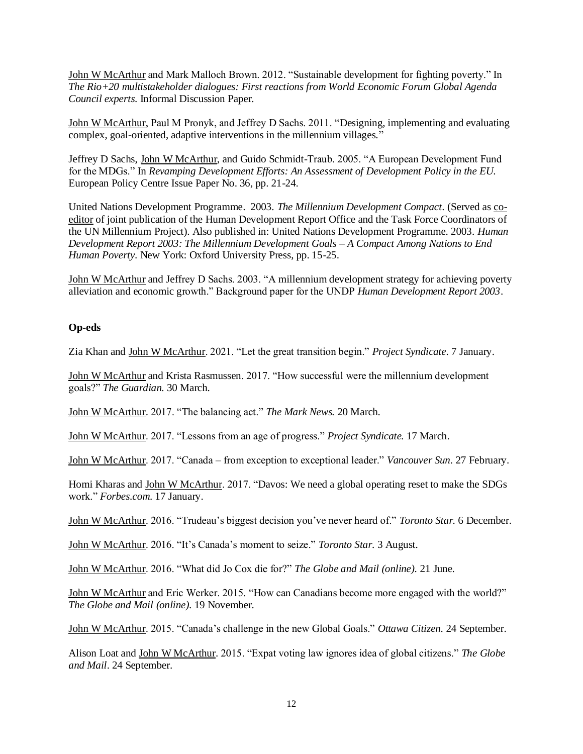John W McArthur and Mark Malloch Brown. 2012. "Sustainable development for fighting poverty." In *The Rio+20 multistakeholder dialogues: First reactions from World Economic Forum Global Agenda Council experts.* Informal Discussion Paper.

John W McArthur, Paul M Pronyk, and Jeffrey D Sachs. 2011. "Designing, implementing and evaluating complex, goal-oriented, adaptive interventions in the millennium villages."

Jeffrey D Sachs, John W McArthur, and Guido Schmidt-Traub. 2005. "A European Development Fund for the MDGs." In *Revamping Development Efforts: An Assessment of Development Policy in the EU.* European Policy Centre Issue Paper No. 36, pp. 21-24.

United Nations Development Programme. 2003. *The Millennium Development Compact*. (Served as co-editor of joint publication of the Human Development Report Office and the Task Force Coordinators of the UN Millennium Project). Also published in: United Nations Development Programme. 2003. *Human Development Report 2003: The Millennium Development Goals – A Compact Among Nations to End Human Poverty*. New York: Oxford University Press, pp. 15-25.

John W McArthur and Jeffrey D Sachs. 2003. "A millennium development strategy for achieving poverty alleviation and economic growth." Background paper for the UNDP *Human Development Report 2003*.

**Op-eds**

Zia Khan and John W McArthur. 2021. "Let the great transition begin." *Project Syndicate*. 7 January.

John W McArthur and Krista Rasmussen. 2017. "How successful were the millennium development goals?" *The Guardian.* 30 March.

John W McArthur. 2017. "The balancing act." *The Mark News.* 20 March.

John W McArthur. 2017. "Lessons from an age of progress." *Project Syndicate.* 17 March.

John W McArthur. 2017. "Canada – from exception to exceptional leader." *Vancouver Sun*. 27 February.

Homi Kharas and John W McArthur. 2017. "Davos: We need a global operating reset to make the SDGs work." *Forbes.com.* 17 January.

John W McArthur. 2016. "Trudeau's biggest decision you've never heard of." *Toronto Star.* 6 December.

John W McArthur. 2016. "It's Canada's moment to seize." *Toronto Star.* 3 August.

John W McArthur. 2016. "What did Jo Cox die for?" *The Globe and Mail (online).* 21 June.

John W McArthur and Eric Werker. 2015. "How can Canadians become more engaged with the world?" *The Globe and Mail (online).* 19 November.

John W McArthur. 2015. "Canada's challenge in the new Global Goals." *Ottawa Citizen.* 24 September.

Alison Loat and John W McArthur. 2015. "Expat voting law ignores idea of global citizens." *The Globe and Mail*. 24 September.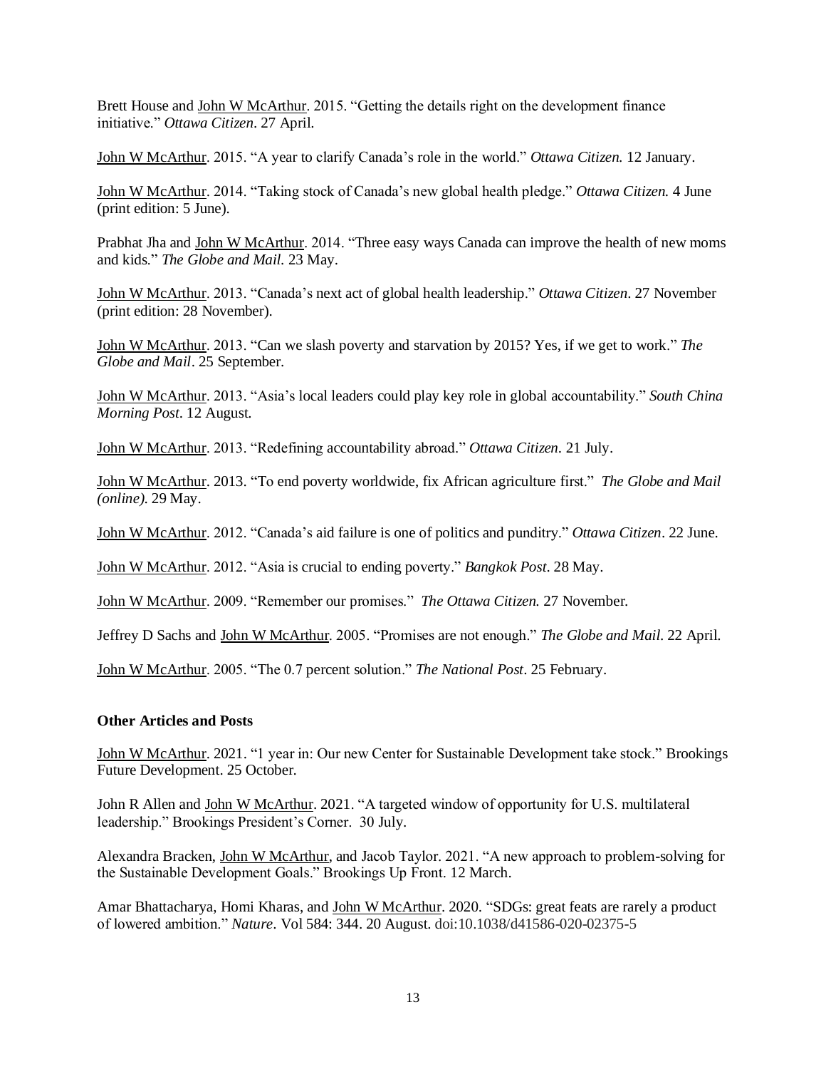Brett House and <u>John W McArthur</u>. 2015. "Getting the details right on the development finance initiative." *Ottawa Citizen*. 27 April.

<u>John W McArthur</u>. 2015. "A year to clarify Canada's role in the world." *Ottawa Citizen.* 12 January.

<u>John W McArthur</u>. 2014. "Taking stock of Canada's new global health pledge." *Ottawa Citizen.* 4 June (print edition: 5 June).

Prabhat Jha and <u>John W McArthur</u>. 2014. "Three easy ways Canada can improve the health of new moms and kids." *The Globe and Mail.* 23 May.

<u>John W McArthur</u>. 2013. "Canada's next act of global health leadership." *Ottawa Citizen*. 27 November (print edition: 28 November).

<u>John W McArthur</u>. 2013. "Can we slash poverty and starvation by 2015? Yes, if we get to work." *The Globe and Mail*. 25 September.

<u>John W McArthur</u>. 2013. "Asia's local leaders could play key role in global accountability." *South China Morning Post*. 12 August.

<u>John W McArthur</u>. 2013. "Redefining accountability abroad." *Ottawa Citizen*. 21 July.

<u>John W McArthur</u>. 2013. "To end poverty worldwide, fix African agriculture first." *The Globe and Mail (online).* 29 May.

<u>John W McArthur</u>. 2012. "Canada's aid failure is one of politics and punditry." *Ottawa Citizen*. 22 June.

<u>John W McArthur</u>. 2012. "Asia is crucial to ending poverty." *Bangkok Post*. 28 May.

<u>John W McArthur</u>. 2009. "Remember our promises." *The Ottawa Citizen.* 27 November.

Jeffrey D Sachs and <u>John W McArthur</u>. 2005. "Promises are not enough." *The Globe and Mail*. 22 April.

<u>John W McArthur</u>. 2005. "The 0.7 percent solution." *The National Post*. 25 February.

**Other Articles and Posts**

<u>John W McArthur</u>. 2021. "1 year in: Our new Center for Sustainable Development take stock." Brookings Future Development. 25 October.

John R Allen and <u>John W McArthur</u>. 2021. "A targeted window of opportunity for U.S. multilateral leadership." Brookings President's Corner. 30 July.

Alexandra Bracken, <u>John W McArthur</u>, and Jacob Taylor. 2021. "A new approach to problem-solving for the Sustainable Development Goals." Brookings Up Front. 12 March.

Amar Bhattacharya, Homi Kharas, and <u>John W McArthur</u>. 2020. "SDGs: great feats are rarely a product of lowered ambition." *Nature*. Vol 584: 344. 20 August. doi:10.1038/d41586-020-02375-5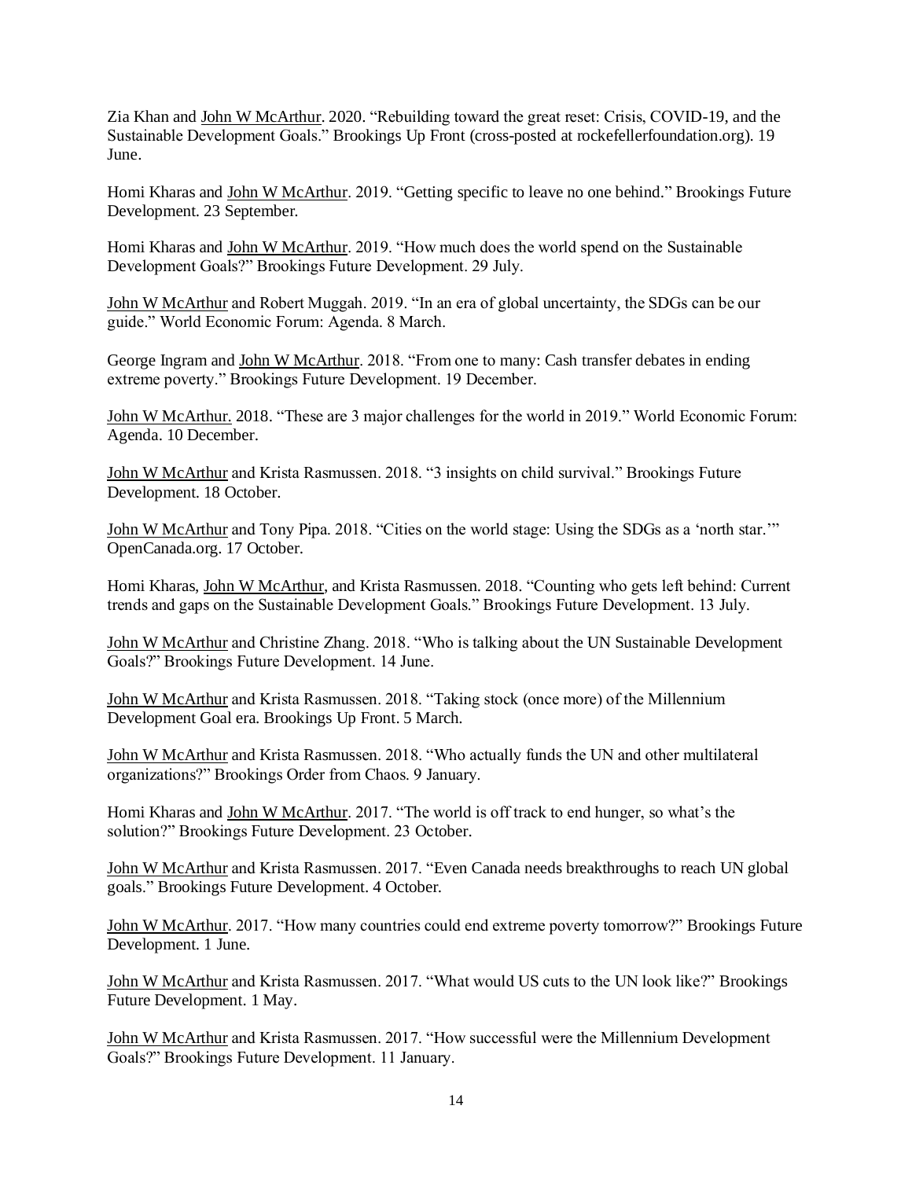Zia Khan and John W McArthur. 2020. "Rebuilding toward the great reset: Crisis, COVID-19, and the Sustainable Development Goals." Brookings Up Front (cross-posted at rockefellerfoundation.org). 19 June.

Homi Kharas and John W McArthur. 2019. "Getting specific to leave no one behind." Brookings Future Development. 23 September.

Homi Kharas and John W McArthur. 2019. "How much does the world spend on the Sustainable Development Goals?" Brookings Future Development. 29 July.

John W McArthur and Robert Muggah. 2019. "In an era of global uncertainty, the SDGs can be our guide." World Economic Forum: Agenda. 8 March.

George Ingram and John W McArthur. 2018. "From one to many: Cash transfer debates in ending extreme poverty." Brookings Future Development. 19 December.

John W McArthur. 2018. "These are 3 major challenges for the world in 2019." World Economic Forum: Agenda. 10 December.

John W McArthur and Krista Rasmussen. 2018. "3 insights on child survival." Brookings Future Development. 18 October.

John W McArthur and Tony Pipa. 2018. "Cities on the world stage: Using the SDGs as a 'north star.'" OpenCanada.org. 17 October.

Homi Kharas, John W McArthur, and Krista Rasmussen. 2018. "Counting who gets left behind: Current trends and gaps on the Sustainable Development Goals." Brookings Future Development. 13 July.

John W McArthur and Christine Zhang. 2018. "Who is talking about the UN Sustainable Development Goals?" Brookings Future Development. 14 June.

John W McArthur and Krista Rasmussen. 2018. "Taking stock (once more) of the Millennium Development Goal era. Brookings Up Front. 5 March.

John W McArthur and Krista Rasmussen. 2018. "Who actually funds the UN and other multilateral organizations?" Brookings Order from Chaos. 9 January.

Homi Kharas and John W McArthur. 2017. "The world is off track to end hunger, so what's the solution?" Brookings Future Development. 23 October.

John W McArthur and Krista Rasmussen. 2017. "Even Canada needs breakthroughs to reach UN global goals." Brookings Future Development. 4 October.

John W McArthur. 2017. "How many countries could end extreme poverty tomorrow?" Brookings Future Development. 1 June.

John W McArthur and Krista Rasmussen. 2017. "What would US cuts to the UN look like?" Brookings Future Development. 1 May.

John W McArthur and Krista Rasmussen. 2017. "How successful were the Millennium Development Goals?" Brookings Future Development. 11 January.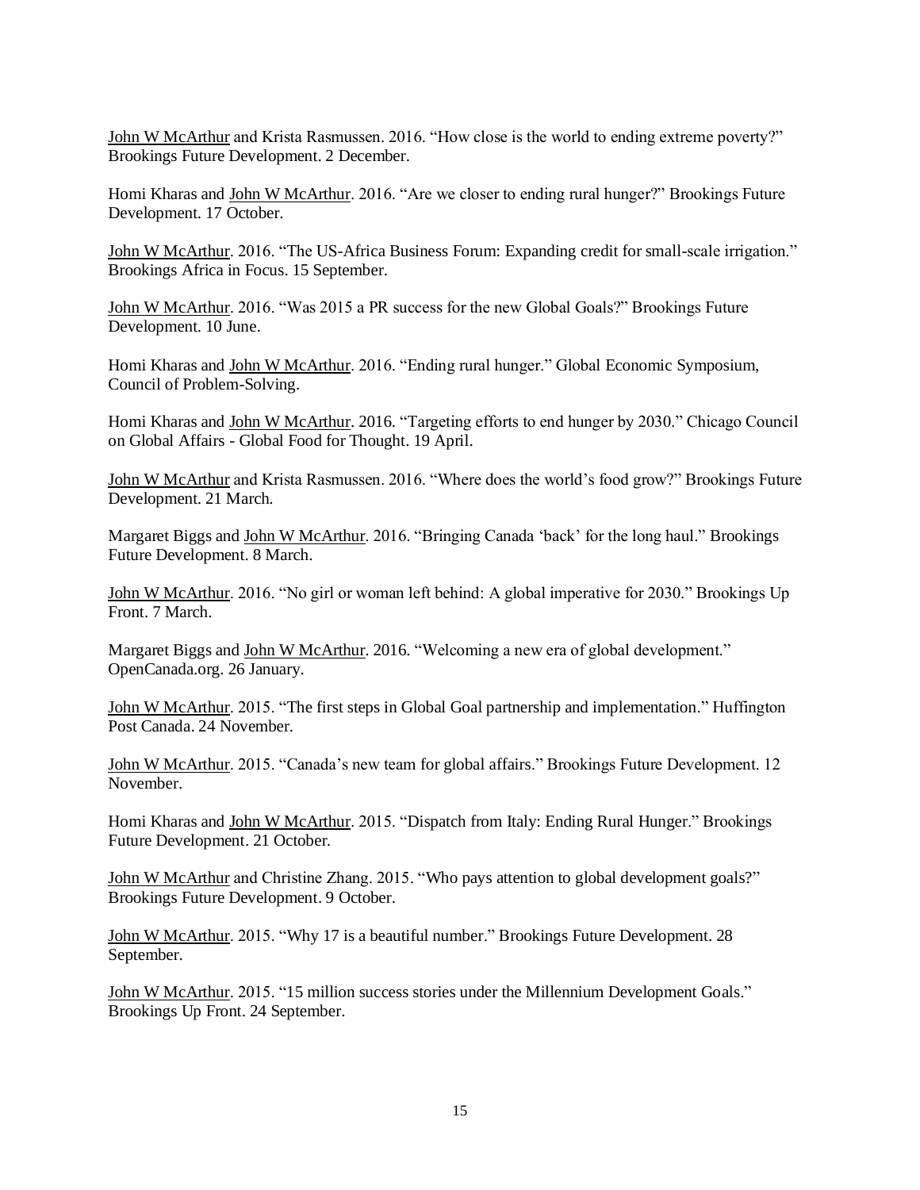John W McArthur and Krista Rasmussen. 2016. "How close is the world to ending extreme poverty?" Brookings Future Development. 2 December.

Homi Kharas and John W McArthur. 2016. "Are we closer to ending rural hunger?" Brookings Future Development. 17 October.

John W McArthur. 2016. "The US-Africa Business Forum: Expanding credit for small-scale irrigation." Brookings Africa in Focus. 15 September.

John W McArthur. 2016. "Was 2015 a PR success for the new Global Goals?" Brookings Future Development. 10 June.

Homi Kharas and John W McArthur. 2016. "Ending rural hunger." Global Economic Symposium, Council of Problem-Solving.

Homi Kharas and John W McArthur. 2016. "Targeting efforts to end hunger by 2030." Chicago Council on Global Affairs - Global Food for Thought. 19 April.

John W McArthur and Krista Rasmussen. 2016. "Where does the world's food grow?" Brookings Future Development. 21 March.

Margaret Biggs and John W McArthur. 2016. "Bringing Canada 'back' for the long haul." Brookings Future Development. 8 March.

John W McArthur. 2016. "No girl or woman left behind: A global imperative for 2030." Brookings Up Front. 7 March.

Margaret Biggs and John W McArthur. 2016. "Welcoming a new era of global development." OpenCanada.org. 26 January.

John W McArthur. 2015. "The first steps in Global Goal partnership and implementation." Huffington Post Canada. 24 November.

John W McArthur. 2015. "Canada's new team for global affairs." Brookings Future Development. 12 November.

Homi Kharas and John W McArthur. 2015. "Dispatch from Italy: Ending Rural Hunger." Brookings Future Development. 21 October.

John W McArthur and Christine Zhang. 2015. "Who pays attention to global development goals?" Brookings Future Development. 9 October.

John W McArthur. 2015. "Why 17 is a beautiful number." Brookings Future Development. 28 September.

John W McArthur. 2015. "15 million success stories under the Millennium Development Goals." Brookings Up Front. 24 September.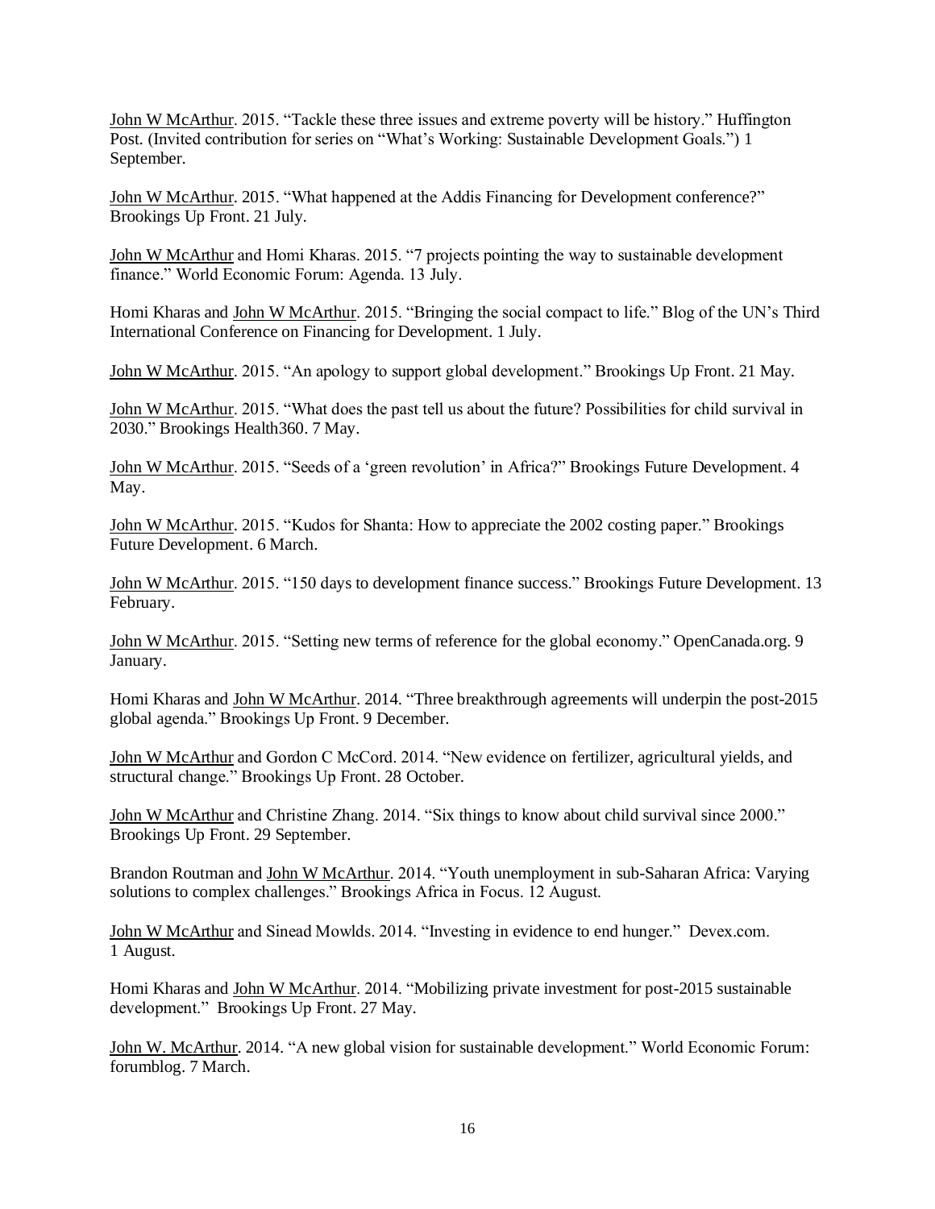John W McArthur. 2015. "Tackle these three issues and extreme poverty will be history." Huffington Post. (Invited contribution for series on "What's Working: Sustainable Development Goals.") 1 September.

John W McArthur. 2015. "What happened at the Addis Financing for Development conference?" Brookings Up Front. 21 July.

John W McArthur and Homi Kharas. 2015. "7 projects pointing the way to sustainable development finance." World Economic Forum: Agenda. 13 July.

Homi Kharas and John W McArthur. 2015. "Bringing the social compact to life." Blog of the UN's Third International Conference on Financing for Development. 1 July.

John W McArthur. 2015. "An apology to support global development." Brookings Up Front. 21 May.

John W McArthur. 2015. "What does the past tell us about the future? Possibilities for child survival in 2030." Brookings Health360. 7 May.

John W McArthur. 2015. "Seeds of a 'green revolution' in Africa?" Brookings Future Development. 4 May.

John W McArthur. 2015. "Kudos for Shanta: How to appreciate the 2002 costing paper." Brookings Future Development. 6 March.

John W McArthur. 2015. "150 days to development finance success." Brookings Future Development. 13 February.

John W McArthur. 2015. "Setting new terms of reference for the global economy." OpenCanada.org. 9 January.

Homi Kharas and John W McArthur. 2014. "Three breakthrough agreements will underpin the post-2015 global agenda." Brookings Up Front. 9 December.

John W McArthur and Gordon C McCord. 2014. "New evidence on fertilizer, agricultural yields, and structural change." Brookings Up Front. 28 October.

John W McArthur and Christine Zhang. 2014. "Six things to know about child survival since 2000." Brookings Up Front. 29 September.

Brandon Routman and John W McArthur. 2014. "Youth unemployment in sub-Saharan Africa: Varying solutions to complex challenges." Brookings Africa in Focus. 12 August.

John W McArthur and Sinead Mowlds. 2014. "Investing in evidence to end hunger." Devex.com. 1 August.

Homi Kharas and John W McArthur. 2014. "Mobilizing private investment for post-2015 sustainable development." Brookings Up Front. 27 May.

John W. McArthur. 2014. "A new global vision for sustainable development." World Economic Forum: forumblog. 7 March.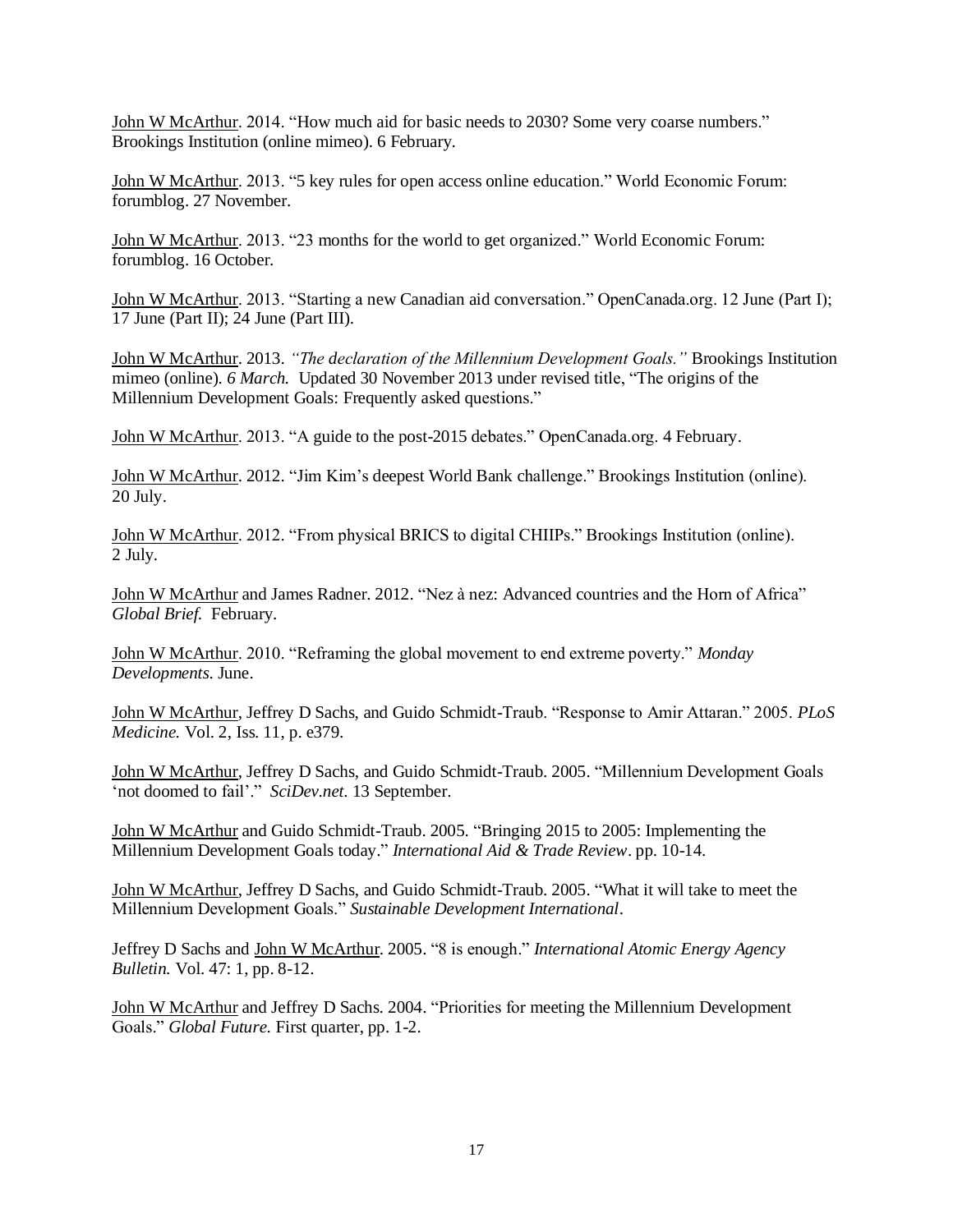John W McArthur. 2014. “How much aid for basic needs to 2030? Some very coarse numbers.” Brookings Institution (online mimeo). 6 February.

John W McArthur. 2013. “5 key rules for open access online education.” World Economic Forum: forumblog. 27 November.

John W McArthur. 2013. “23 months for the world to get organized.” World Economic Forum: forumblog. 16 October.

John W McArthur. 2013. “Starting a new Canadian aid conversation.” OpenCanada.org. 12 June (Part I); 17 June (Part II); 24 June (Part III).

John W McArthur. 2013. *“The declaration of the Millennium Development Goals.”* Brookings Institution mimeo (online). *6 March.* Updated 30 November 2013 under revised title, “The origins of the Millennium Development Goals: Frequently asked questions.”

John W McArthur. 2013. “A guide to the post-2015 debates.” OpenCanada.org. 4 February.

John W McArthur. 2012. “Jim Kim’s deepest World Bank challenge.” Brookings Institution (online). 20 July.

John W McArthur. 2012. “From physical BRICS to digital CHIIPs.” Brookings Institution (online). 2 July.

John W McArthur and James Radner. 2012. “Nez à nez: Advanced countries and the Horn of Africa” *Global Brief.* February.

John W McArthur. 2010. “Reframing the global movement to end extreme poverty.” *Monday Developments.* June.

John W McArthur, Jeffrey D Sachs, and Guido Schmidt-Traub. “Response to Amir Attaran.” 2005. *PLoS Medicine.* Vol. 2, Iss. 11, p. e379.

John W McArthur, Jeffrey D Sachs, and Guido Schmidt-Traub. 2005. “Millennium Development Goals ‘not doomed to fail’.” *SciDev.net*. 13 September.

John W McArthur and Guido Schmidt-Traub. 2005. “Bringing 2015 to 2005: Implementing the Millennium Development Goals today.” *International Aid & Trade Review*. pp. 10-14.

John W McArthur, Jeffrey D Sachs, and Guido Schmidt-Traub. 2005. “What it will take to meet the Millennium Development Goals.” *Sustainable Development International*.

Jeffrey D Sachs and John W McArthur. 2005. “8 is enough.” *International Atomic Energy Agency Bulletin.* Vol. 47: 1, pp. 8-12.

John W McArthur and Jeffrey D Sachs. 2004. “Priorities for meeting the Millennium Development Goals.” *Global Future.* First quarter, pp. 1-2.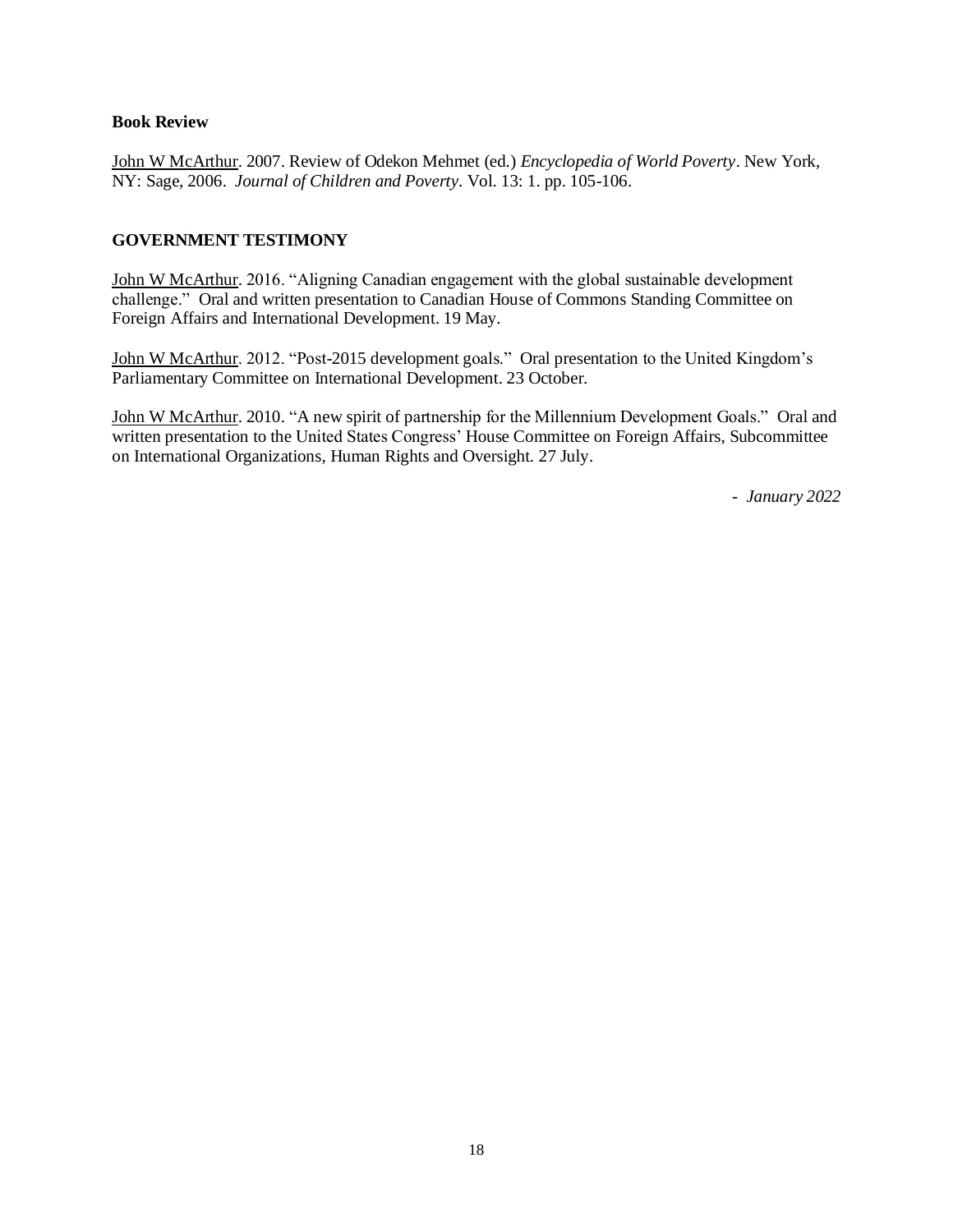**Book Review**

John W McArthur. 2007. Review of Odekon Mehmet (ed.) *Encyclopedia of World Poverty*. New York, NY: Sage, 2006. *Journal of Children and Poverty*. Vol. 13: 1. pp. 105-106.

## GOVERNMENT TESTIMONY

John W McArthur. 2016. "Aligning Canadian engagement with the global sustainable development challenge." Oral and written presentation to Canadian House of Commons Standing Committee on Foreign Affairs and International Development. 19 May.

John W McArthur. 2012. "Post-2015 development goals." Oral presentation to the United Kingdom's Parliamentary Committee on International Development. 23 October.

John W McArthur. 2010. "A new spirit of partnership for the Millennium Development Goals." Oral and written presentation to the United States Congress' House Committee on Foreign Affairs, Subcommittee on International Organizations, Human Rights and Oversight. 27 July.

\- *January 2022*